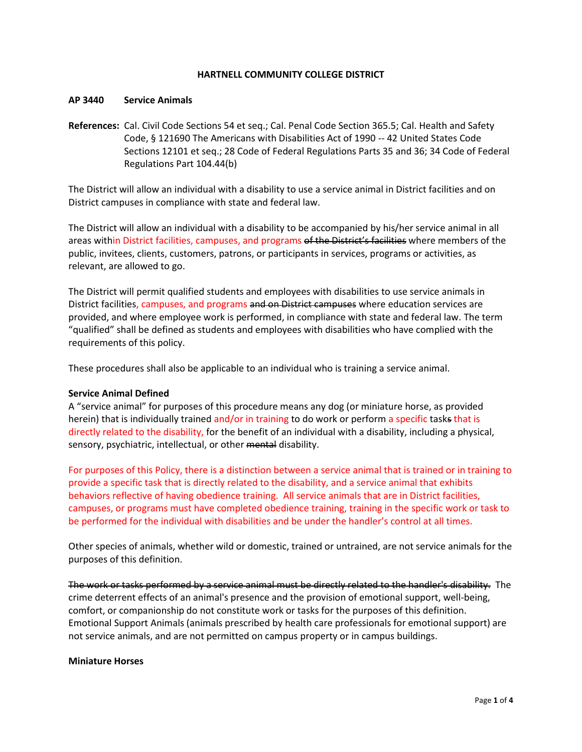**HARTNELL COMMUNITY COLLEGE DISTRICT**

**AP 3440 Service Animals**

**References:** Cal. Civil Code Sections 54 et seq.; Cal. Penal Code Section 365.5; Cal. Health and Safety Code, § 121690 The Americans with Disabilities Act of 1990 -- 42 United States Code Sections 12101 et seq.; 28 Code of Federal Regulations Parts 35 and 36; 34 Code of Federal Regulations Part 104.44(b)

The District will allow an individual with a disability to use a service animal in District facilities and on District campuses in compliance with state and federal law.

The District will allow an individual with a disability to be accompanied by his/her service animal in all areas within District facilities, campuses, and programs ~~of the District's facilities~~ where members of the public, invitees, clients, customers, patrons, or participants in services, programs or activities, as relevant, are allowed to go.

The District will permit qualified students and employees with disabilities to use service animals in District facilities, campuses, and programs ~~and on District campuses~~ where education services are provided, and where employee work is performed, in compliance with state and federal law. The term "qualified" shall be defined as students and employees with disabilities who have complied with the requirements of this policy.

These procedures shall also be applicable to an individual who is training a service animal.

**Service Animal Defined**

A "service animal" for purposes of this procedure means any dog (or miniature horse, as provided herein) that is individually trained and/or in training to do work or perform a specific task~~s~~ that is directly related to the disability, for the benefit of an individual with a disability, including a physical, sensory, psychiatric, intellectual, or other ~~mental~~ disability.

For purposes of this Policy, there is a distinction between a service animal that is trained or in training to provide a specific task that is directly related to the disability, and a service animal that exhibits behaviors reflective of having obedience training. All service animals that are in District facilities, campuses, or programs must have completed obedience training, training in the specific work or task to be performed for the individual with disabilities and be under the handler's control at all times.

Other species of animals, whether wild or domestic, trained or untrained, are not service animals for the purposes of this definition.

~~The work or tasks performed by a service animal must be directly related to the handler's disability.~~ The crime deterrent effects of an animal's presence and the provision of emotional support, well-being, comfort, or companionship do not constitute work or tasks for the purposes of this definition. Emotional Support Animals (animals prescribed by health care professionals for emotional support) are not service animals, and are not permitted on campus property or in campus buildings.

**Miniature Horses**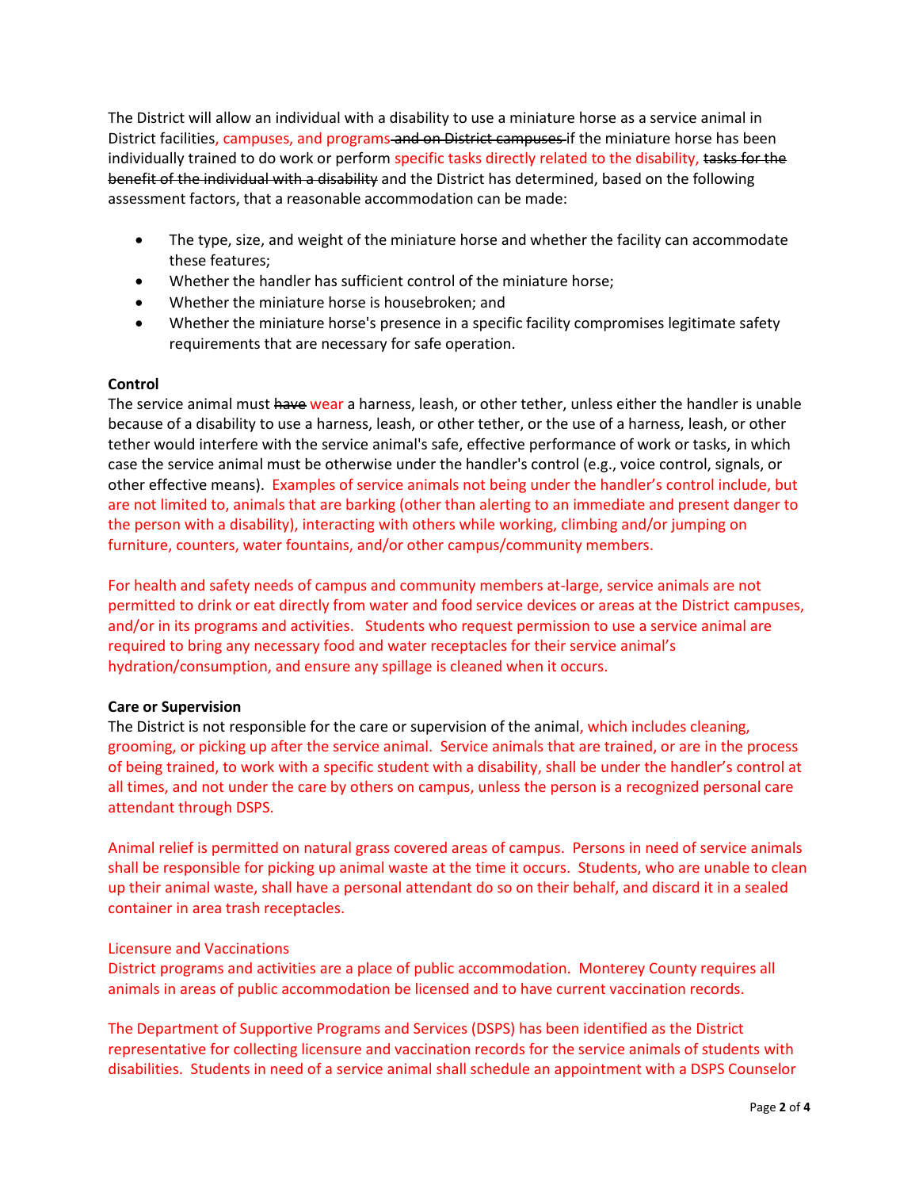The District will allow an individual with a disability to use a miniature horse as a service animal in District facilities, campuses, and programs ~~and on District campuses~~ if the miniature horse has been individually trained to do work or perform specific tasks directly related to the disability, ~~tasks for the benefit of the individual with a disability~~ and the District has determined, based on the following assessment factors, that a reasonable accommodation can be made:

- The type, size, and weight of the miniature horse and whether the facility can accommodate these features;
- Whether the handler has sufficient control of the miniature horse;
- Whether the miniature horse is housebroken; and
- Whether the miniature horse's presence in a specific facility compromises legitimate safety requirements that are necessary for safe operation.

**Control**

The service animal must ~~have~~ wear a harness, leash, or other tether, unless either the handler is unable because of a disability to use a harness, leash, or other tether, or the use of a harness, leash, or other tether would interfere with the service animal's safe, effective performance of work or tasks, in which case the service animal must be otherwise under the handler's control (e.g., voice control, signals, or other effective means). Examples of service animals not being under the handler's control include, but are not limited to, animals that are barking (other than alerting to an immediate and present danger to the person with a disability), interacting with others while working, climbing and/or jumping on furniture, counters, water fountains, and/or other campus/community members.

For health and safety needs of campus and community members at-large, service animals are not permitted to drink or eat directly from water and food service devices or areas at the District campuses, and/or in its programs and activities. Students who request permission to use a service animal are required to bring any necessary food and water receptacles for their service animal's hydration/consumption, and ensure any spillage is cleaned when it occurs.

**Care or Supervision**

The District is not responsible for the care or supervision of the animal, which includes cleaning, grooming, or picking up after the service animal. Service animals that are trained, or are in the process of being trained, to work with a specific student with a disability, shall be under the handler's control at all times, and not under the care by others on campus, unless the person is a recognized personal care attendant through DSPS.

Animal relief is permitted on natural grass covered areas of campus. Persons in need of service animals shall be responsible for picking up animal waste at the time it occurs. Students, who are unable to clean up their animal waste, shall have a personal attendant do so on their behalf, and discard it in a sealed container in area trash receptacles.

Licensure and Vaccinations

District programs and activities are a place of public accommodation. Monterey County requires all animals in areas of public accommodation be licensed and to have current vaccination records.

The Department of Supportive Programs and Services (DSPS) has been identified as the District representative for collecting licensure and vaccination records for the service animals of students with disabilities. Students in need of a service animal shall schedule an appointment with a DSPS Counselor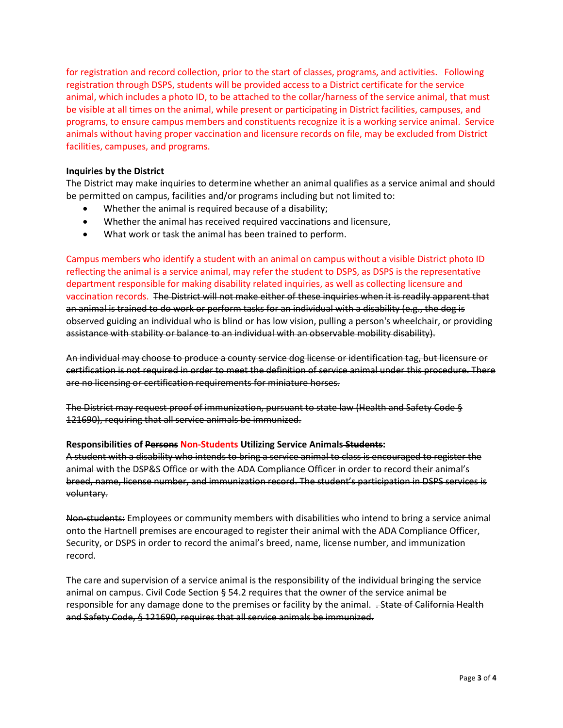for registration and record collection, prior to the start of classes, programs, and activities. Following registration through DSPS, students will be provided access to a District certificate for the service animal, which includes a photo ID, to be attached to the collar/harness of the service animal, that must be visible at all times on the animal, while present or participating in District facilities, campuses, and programs, to ensure campus members and constituents recognize it is a working service animal. Service animals without having proper vaccination and licensure records on file, may be excluded from District facilities, campuses, and programs.

**Inquiries by the District**

The District may make inquiries to determine whether an animal qualifies as a service animal and should be permitted on campus, facilities and/or programs including but not limited to:

- Whether the animal is required because of a disability;
- Whether the animal has received required vaccinations and licensure,
- What work or task the animal has been trained to perform.

Campus members who identify a student with an animal on campus without a visible District photo ID reflecting the animal is a service animal, may refer the student to DSPS, as DSPS is the representative department responsible for making disability related inquiries, as well as collecting licensure and vaccination records. ~~The District will not make either of these inquiries when it is readily apparent that an animal is trained to do work or perform tasks for an individual with a disability (e.g., the dog is observed guiding an individual who is blind or has low vision, pulling a person's wheelchair, or providing assistance with stability or balance to an individual with an observable mobility disability).~~

~~An individual may choose to produce a county service dog license or identification tag, but licensure or certification is not required in order to meet the definition of service animal under this procedure. There are no licensing or certification requirements for miniature horses.~~

~~The District may request proof of immunization, pursuant to state law (Health and Safety Code § 121690), requiring that all service animals be immunized.~~

**Responsibilities of ~~Persons~~ Non-Students Utilizing Service Animals ~~Students~~:**

~~A student with a disability who intends to bring a service animal to class is encouraged to register the animal with the DSP&S Office or with the ADA Compliance Officer in order to record their animal's breed, name, license number, and immunization record. The student's participation in DSPS services is voluntary.~~

~~Non-students:~~ Employees or community members with disabilities who intend to bring a service animal onto the Hartnell premises are encouraged to register their animal with the ADA Compliance Officer, Security, or DSPS in order to record the animal's breed, name, license number, and immunization record.

The care and supervision of a service animal is the responsibility of the individual bringing the service animal on campus. Civil Code Section § 54.2 requires that the owner of the service animal be responsible for any damage done to the premises or facility by the animal. ~~. State of California Health and Safety Code, § 121690, requires that all service animals be immunized.~~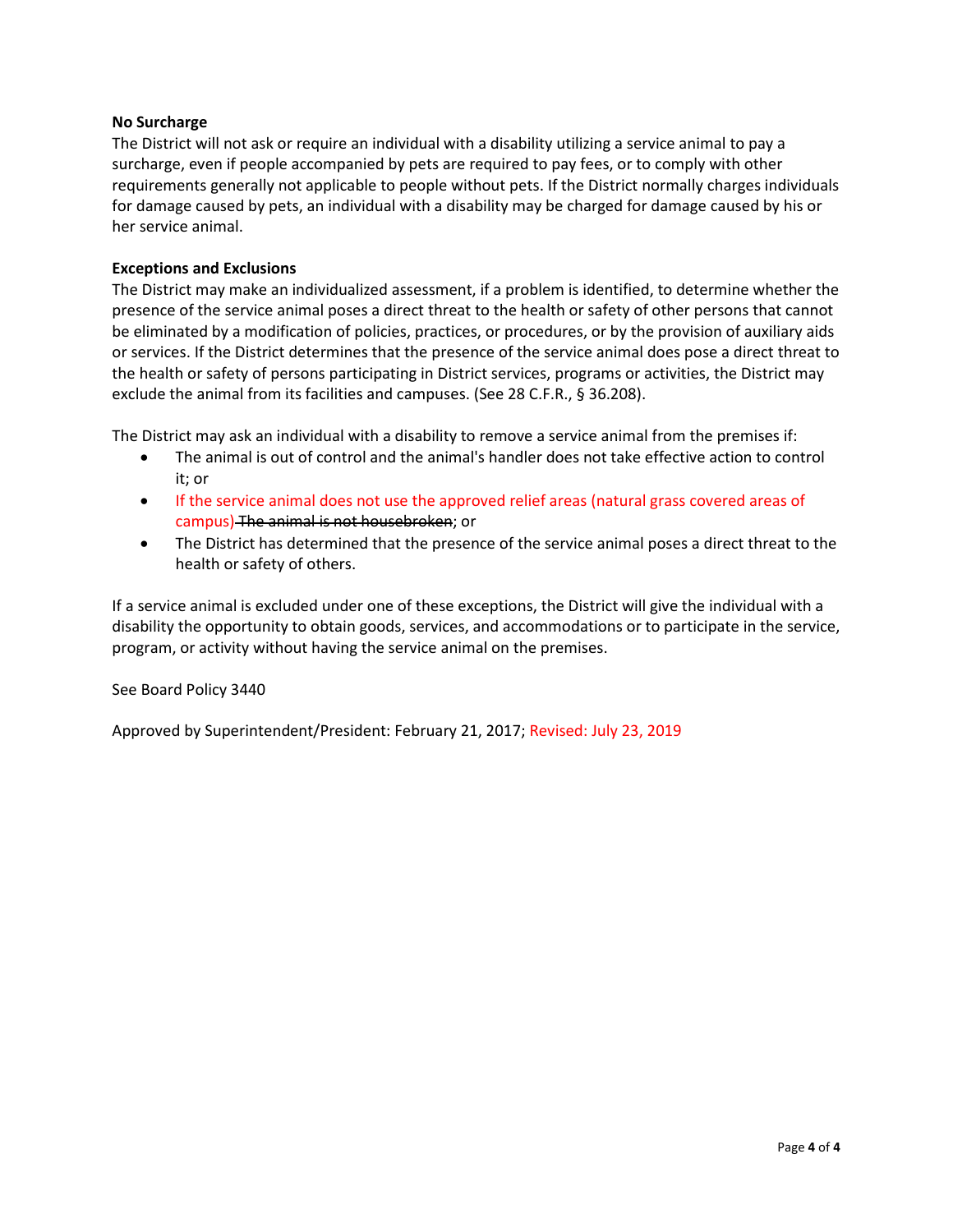**No Surcharge**

The District will not ask or require an individual with a disability utilizing a service animal to pay a surcharge, even if people accompanied by pets are required to pay fees, or to comply with other requirements generally not applicable to people without pets. If the District normally charges individuals for damage caused by pets, an individual with a disability may be charged for damage caused by his or her service animal.

**Exceptions and Exclusions**

The District may make an individualized assessment, if a problem is identified, to determine whether the presence of the service animal poses a direct threat to the health or safety of other persons that cannot be eliminated by a modification of policies, practices, or procedures, or by the provision of auxiliary aids or services. If the District determines that the presence of the service animal does pose a direct threat to the health or safety of persons participating in District services, programs or activities, the District may exclude the animal from its facilities and campuses. (See 28 C.F.R., § 36.208).

The District may ask an individual with a disability to remove a service animal from the premises if:

- The animal is out of control and the animal's handler does not take effective action to control it; or
- If the service animal does not use the approved relief areas (natural grass covered areas of campus) ~~The animal is not housebroken~~; or
- The District has determined that the presence of the service animal poses a direct threat to the health or safety of others.

If a service animal is excluded under one of these exceptions, the District will give the individual with a disability the opportunity to obtain goods, services, and accommodations or to participate in the service, program, or activity without having the service animal on the premises.

See Board Policy 3440

Approved by Superintendent/President: February 21, 2017; Revised: July 23, 2019